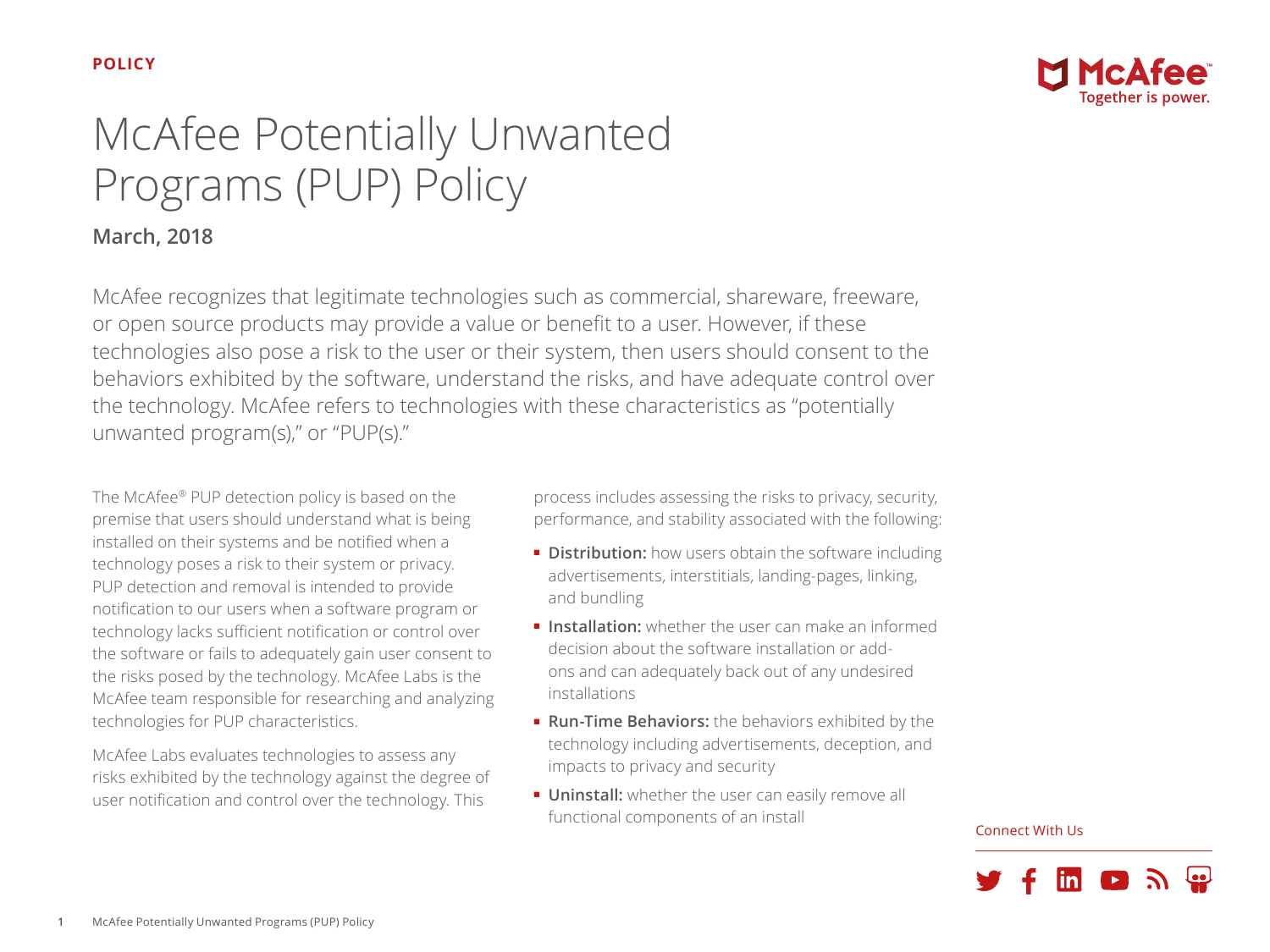POLICY

# McAfee Potentially Unwanted Programs (PUP) Policy

**March, 2018**

McAfee recognizes that legitimate technologies such as commercial, shareware, freeware, or open source products may provide a value or benefit to a user. However, if these technologies also pose a risk to the user or their system, then users should consent to the behaviors exhibited by the software, understand the risks, and have adequate control over the technology. McAfee refers to technologies with these characteristics as "potentially unwanted program(s)," or "PUP(s)."

The McAfee® PUP detection policy is based on the premise that users should understand what is being installed on their systems and be notified when a technology poses a risk to their system or privacy. PUP detection and removal is intended to provide notification to our users when a software program or technology lacks sufficient notification or control over the software or fails to adequately gain user consent to the risks posed by the technology. McAfee Labs is the McAfee team responsible for researching and analyzing technologies for PUP characteristics.

McAfee Labs evaluates technologies to assess any risks exhibited by the technology against the degree of user notification and control over the technology. This process includes assessing the risks to privacy, security, performance, and stability associated with the following:

- **Distribution:** how users obtain the software including advertisements, interstitials, landing-pages, linking, and bundling
- **Installation:** whether the user can make an informed decision about the software installation or add-ons and can adequately back out of any undesired installations
- **Run-Time Behaviors:** the behaviors exhibited by the technology including advertisements, deception, and impacts to privacy and security
- **Uninstall:** whether the user can easily remove all functional components of an install

Connect With Us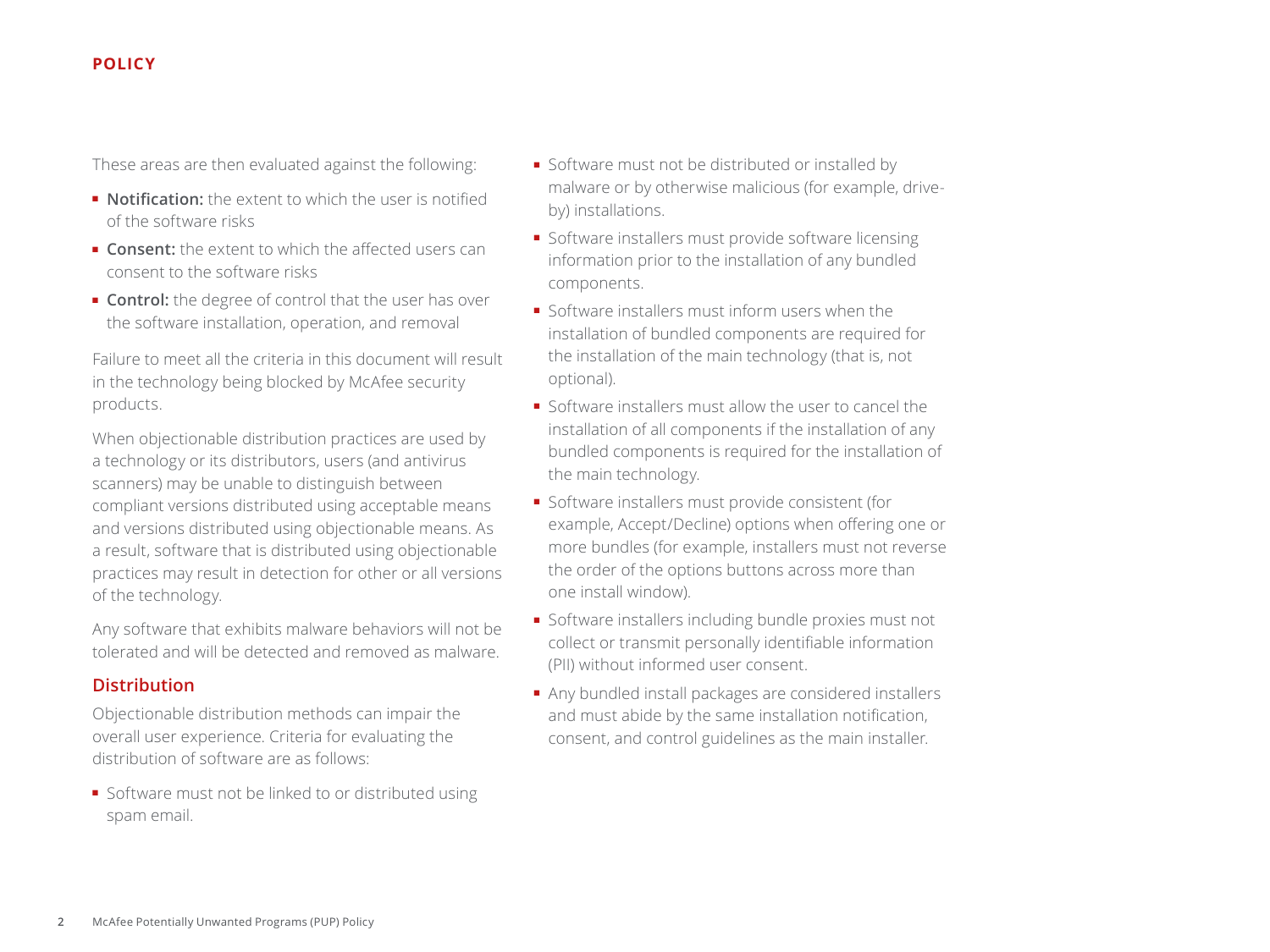These areas are then evaluated against the following:

- **Notification:** the extent to which the user is notified of the software risks
- **Consent:** the extent to which the affected users can consent to the software risks
- **Control:** the degree of control that the user has over the software installation, operation, and removal

Failure to meet all the criteria in this document will result in the technology being blocked by McAfee security products.

When objectionable distribution practices are used by a technology or its distributors, users (and antivirus scanners) may be unable to distinguish between compliant versions distributed using acceptable means and versions distributed using objectionable means. As a result, software that is distributed using objectionable practices may result in detection for other or all versions of the technology.

Any software that exhibits malware behaviors will not be tolerated and will be detected and removed as malware.

## Distribution

Objectionable distribution methods can impair the overall user experience. Criteria for evaluating the distribution of software are as follows:

- Software must not be linked to or distributed using spam email.
- Software must not be distributed or installed by malware or by otherwise malicious (for example, drive-by) installations.
- Software installers must provide software licensing information prior to the installation of any bundled components.
- Software installers must inform users when the installation of bundled components are required for the installation of the main technology (that is, not optional).
- Software installers must allow the user to cancel the installation of all components if the installation of any bundled components is required for the installation of the main technology.
- Software installers must provide consistent (for example, Accept/Decline) options when offering one or more bundles (for example, installers must not reverse the order of the options buttons across more than one install window).
- Software installers including bundle proxies must not collect or transmit personally identifiable information (PII) without informed user consent.
- Any bundled install packages are considered installers and must abide by the same installation notification, consent, and control guidelines as the main installer.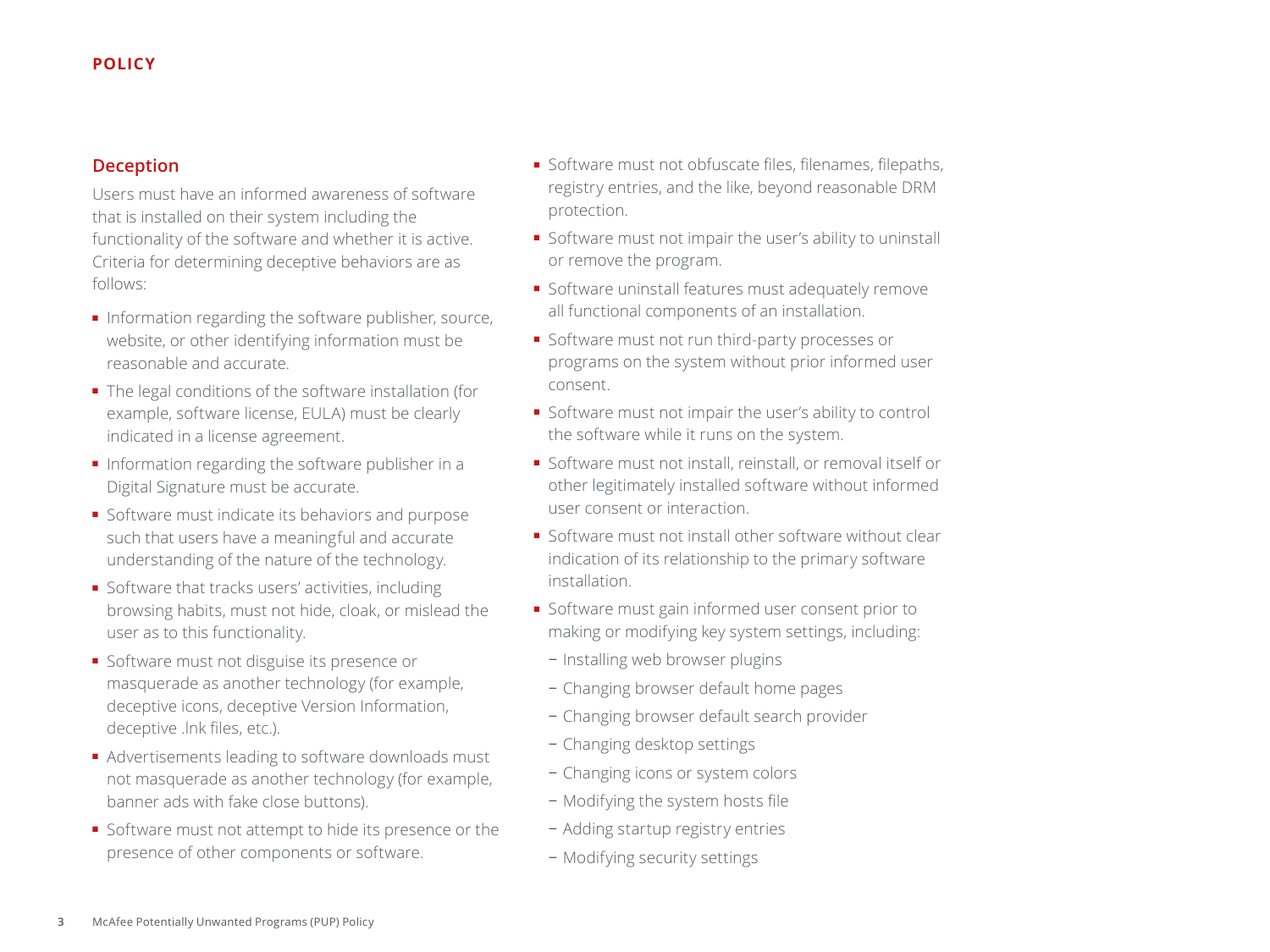## Deception

Users must have an informed awareness of software that is installed on their system including the functionality of the software and whether it is active. Criteria for determining deceptive behaviors are as follows:

- Information regarding the software publisher, source, website, or other identifying information must be reasonable and accurate.
- The legal conditions of the software installation (for example, software license, EULA) must be clearly indicated in a license agreement.
- Information regarding the software publisher in a Digital Signature must be accurate.
- Software must indicate its behaviors and purpose such that users have a meaningful and accurate understanding of the nature of the technology.
- Software that tracks users' activities, including browsing habits, must not hide, cloak, or mislead the user as to this functionality.
- Software must not disguise its presence or masquerade as another technology (for example, deceptive icons, deceptive Version Information, deceptive .lnk files, etc.).
- Advertisements leading to software downloads must not masquerade as another technology (for example, banner ads with fake close buttons).
- Software must not attempt to hide its presence or the presence of other components or software.
- Software must not obfuscate files, filenames, filepaths, registry entries, and the like, beyond reasonable DRM protection.
- Software must not impair the user's ability to uninstall or remove the program.
- Software uninstall features must adequately remove all functional components of an installation.
- Software must not run third-party processes or programs on the system without prior informed user consent.
- Software must not impair the user's ability to control the software while it runs on the system.
- Software must not install, reinstall, or removal itself or other legitimately installed software without informed user consent or interaction.
- Software must not install other software without clear indication of its relationship to the primary software installation.
- Software must gain informed user consent prior to making or modifying key system settings, including:
  - Installing web browser plugins
  - Changing browser default home pages
  - Changing browser default search provider
  - Changing desktop settings
  - Changing icons or system colors
  - Modifying the system hosts file
  - Adding startup registry entries
  - Modifying security settings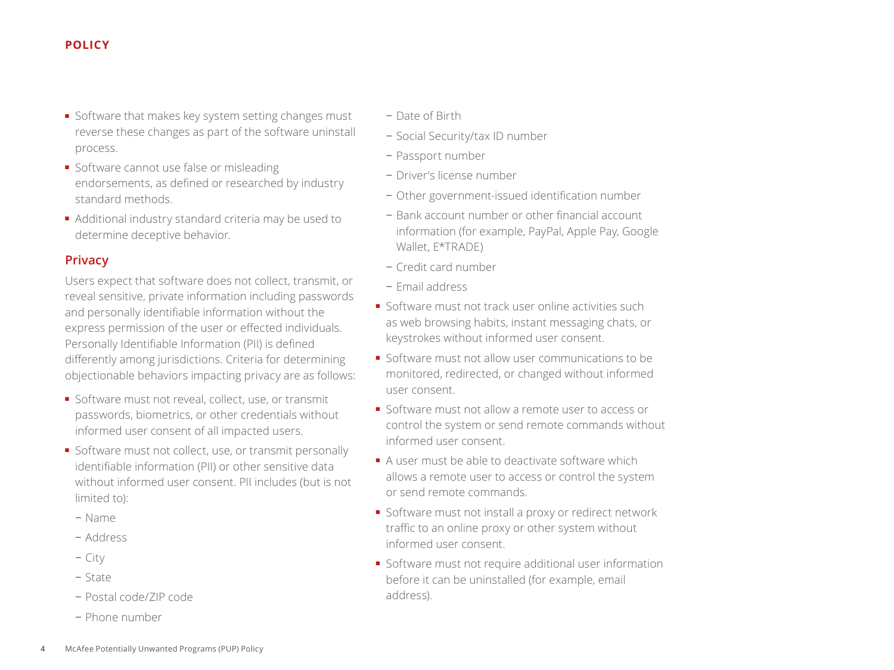- Software that makes key system setting changes must reverse these changes as part of the software uninstall process.
- Software cannot use false or misleading endorsements, as defined or researched by industry standard methods.
- Additional industry standard criteria may be used to determine deceptive behavior.

## Privacy

Users expect that software does not collect, transmit, or reveal sensitive, private information including passwords and personally identifiable information without the express permission of the user or effected individuals. Personally Identifiable Information (PII) is defined differently among jurisdictions. Criteria for determining objectionable behaviors impacting privacy are as follows:

- Software must not reveal, collect, use, or transmit passwords, biometrics, or other credentials without informed user consent of all impacted users.
- Software must not collect, use, or transmit personally identifiable information (PII) or other sensitive data without informed user consent. PII includes (but is not limited to):
  - Name
  - Address
  - City
  - State
  - Postal code/ZIP code
  - Phone number
  - Date of Birth
  - Social Security/tax ID number
  - Passport number
  - Driver's license number
  - Other government-issued identification number
  - Bank account number or other financial account information (for example, PayPal, Apple Pay, Google Wallet, E*TRADE)
  - Credit card number
  - Email address
- Software must not track user online activities such as web browsing habits, instant messaging chats, or keystrokes without informed user consent.
- Software must not allow user communications to be monitored, redirected, or changed without informed user consent.
- Software must not allow a remote user to access or control the system or send remote commands without informed user consent.
- A user must be able to deactivate software which allows a remote user to access or control the system or send remote commands.
- Software must not install a proxy or redirect network traffic to an online proxy or other system without informed user consent.
- Software must not require additional user information before it can be uninstalled (for example, email address).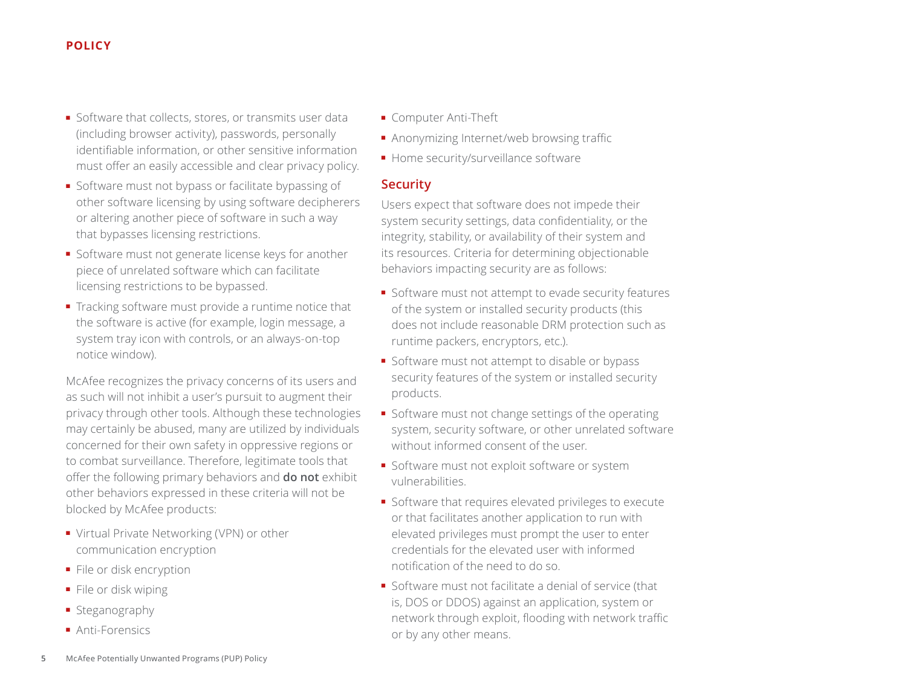- Software that collects, stores, or transmits user data (including browser activity), passwords, personally identifiable information, or other sensitive information must offer an easily accessible and clear privacy policy.
- Software must not bypass or facilitate bypassing of other software licensing by using software decipherers or altering another piece of software in such a way that bypasses licensing restrictions.
- Software must not generate license keys for another piece of unrelated software which can facilitate licensing restrictions to be bypassed.
- Tracking software must provide a runtime notice that the software is active (for example, login message, a system tray icon with controls, or an always-on-top notice window).

McAfee recognizes the privacy concerns of its users and as such will not inhibit a user's pursuit to augment their privacy through other tools. Although these technologies may certainly be abused, many are utilized by individuals concerned for their own safety in oppressive regions or to combat surveillance. Therefore, legitimate tools that offer the following primary behaviors and **do not** exhibit other behaviors expressed in these criteria will not be blocked by McAfee products:

- Virtual Private Networking (VPN) or other communication encryption
- File or disk encryption
- File or disk wiping
- Steganography
- Anti-Forensics
- Computer Anti-Theft
- Anonymizing Internet/web browsing traffic
- Home security/surveillance software

## Security

Users expect that software does not impede their system security settings, data confidentiality, or the integrity, stability, or availability of their system and its resources. Criteria for determining objectionable behaviors impacting security are as follows:

- Software must not attempt to evade security features of the system or installed security products (this does not include reasonable DRM protection such as runtime packers, encryptors, etc.).
- Software must not attempt to disable or bypass security features of the system or installed security products.
- Software must not change settings of the operating system, security software, or other unrelated software without informed consent of the user.
- Software must not exploit software or system vulnerabilities.
- Software that requires elevated privileges to execute or that facilitates another application to run with elevated privileges must prompt the user to enter credentials for the elevated user with informed notification of the need to do so.
- Software must not facilitate a denial of service (that is, DOS or DDOS) against an application, system or network through exploit, flooding with network traffic or by any other means.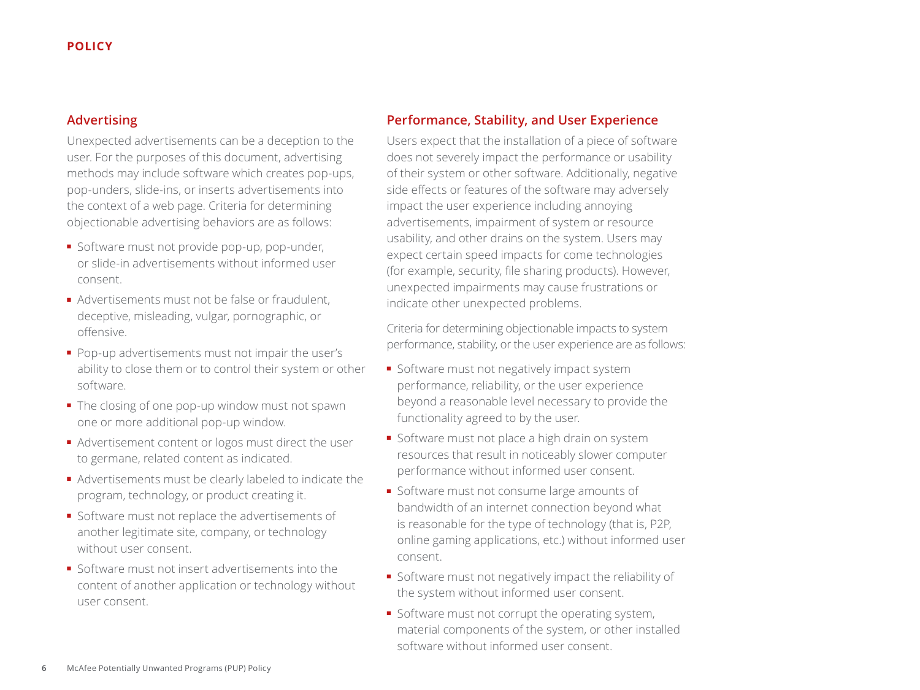## Advertising

Unexpected advertisements can be a deception to the user. For the purposes of this document, advertising methods may include software which creates pop-ups, pop-unders, slide-ins, or inserts advertisements into the context of a web page. Criteria for determining objectionable advertising behaviors are as follows:

- Software must not provide pop-up, pop-under, or slide-in advertisements without informed user consent.
- Advertisements must not be false or fraudulent, deceptive, misleading, vulgar, pornographic, or offensive.
- Pop-up advertisements must not impair the user's ability to close them or to control their system or other software.
- The closing of one pop-up window must not spawn one or more additional pop-up window.
- Advertisement content or logos must direct the user to germane, related content as indicated.
- Advertisements must be clearly labeled to indicate the program, technology, or product creating it.
- Software must not replace the advertisements of another legitimate site, company, or technology without user consent.
- Software must not insert advertisements into the content of another application or technology without user consent.

## Performance, Stability, and User Experience

Users expect that the installation of a piece of software does not severely impact the performance or usability of their system or other software. Additionally, negative side effects or features of the software may adversely impact the user experience including annoying advertisements, impairment of system or resource usability, and other drains on the system. Users may expect certain speed impacts for come technologies (for example, security, file sharing products). However, unexpected impairments may cause frustrations or indicate other unexpected problems.

Criteria for determining objectionable impacts to system performance, stability, or the user experience are as follows:

- Software must not negatively impact system performance, reliability, or the user experience beyond a reasonable level necessary to provide the functionality agreed to by the user.
- Software must not place a high drain on system resources that result in noticeably slower computer performance without informed user consent.
- Software must not consume large amounts of bandwidth of an internet connection beyond what is reasonable for the type of technology (that is, P2P, online gaming applications, etc.) without informed user consent.
- Software must not negatively impact the reliability of the system without informed user consent.
- Software must not corrupt the operating system, material components of the system, or other installed software without informed user consent.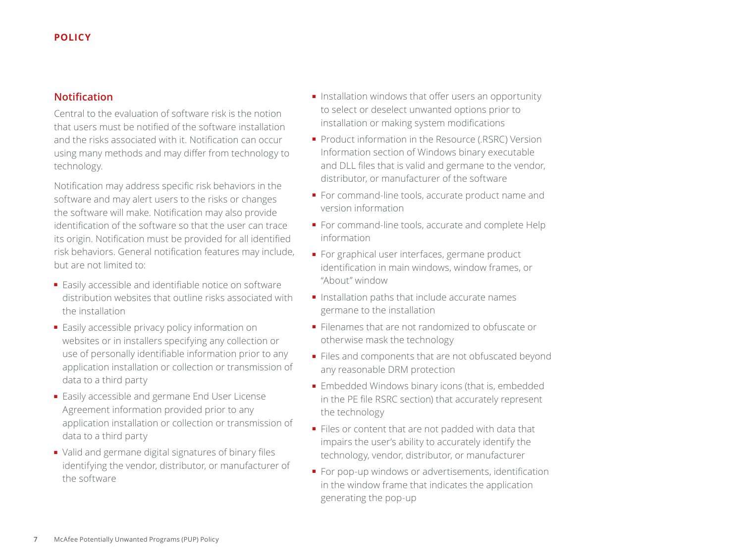## Notification

Central to the evaluation of software risk is the notion that users must be notified of the software installation and the risks associated with it. Notification can occur using many methods and may differ from technology to technology.

Notification may address specific risk behaviors in the software and may alert users to the risks or changes the software will make. Notification may also provide identification of the software so that the user can trace its origin. Notification must be provided for all identified risk behaviors. General notification features may include, but are not limited to:

- Easily accessible and identifiable notice on software distribution websites that outline risks associated with the installation
- Easily accessible privacy policy information on websites or in installers specifying any collection or use of personally identifiable information prior to any application installation or collection or transmission of data to a third party
- Easily accessible and germane End User License Agreement information provided prior to any application installation or collection or transmission of data to a third party
- Valid and germane digital signatures of binary files identifying the vendor, distributor, or manufacturer of the software
- Installation windows that offer users an opportunity to select or deselect unwanted options prior to installation or making system modifications
- Product information in the Resource (.RSRC) Version Information section of Windows binary executable and DLL files that is valid and germane to the vendor, distributor, or manufacturer of the software
- For command-line tools, accurate product name and version information
- For command-line tools, accurate and complete Help information
- For graphical user interfaces, germane product identification in main windows, window frames, or "About" window
- Installation paths that include accurate names germane to the installation
- Filenames that are not randomized to obfuscate or otherwise mask the technology
- Files and components that are not obfuscated beyond any reasonable DRM protection
- Embedded Windows binary icons (that is, embedded in the PE file RSRC section) that accurately represent the technology
- Files or content that are not padded with data that impairs the user's ability to accurately identify the technology, vendor, distributor, or manufacturer
- For pop-up windows or advertisements, identification in the window frame that indicates the application generating the pop-up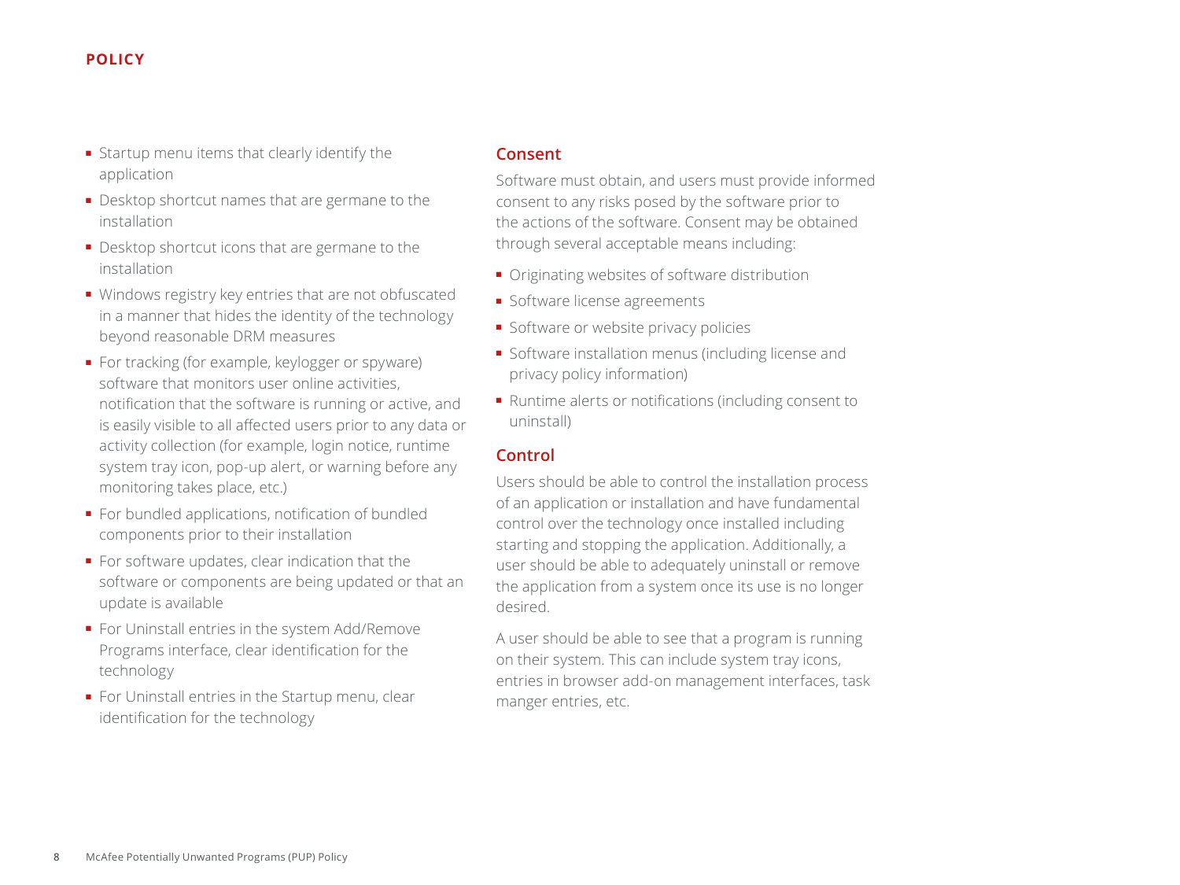- Startup menu items that clearly identify the application
- Desktop shortcut names that are germane to the installation
- Desktop shortcut icons that are germane to the installation
- Windows registry key entries that are not obfuscated in a manner that hides the identity of the technology beyond reasonable DRM measures
- For tracking (for example, keylogger or spyware) software that monitors user online activities, notification that the software is running or active, and is easily visible to all affected users prior to any data or activity collection (for example, login notice, runtime system tray icon, pop-up alert, or warning before any monitoring takes place, etc.)
- For bundled applications, notification of bundled components prior to their installation
- For software updates, clear indication that the software or components are being updated or that an update is available
- For Uninstall entries in the system Add/Remove Programs interface, clear identification for the technology
- For Uninstall entries in the Startup menu, clear identification for the technology

## Consent

Software must obtain, and users must provide informed consent to any risks posed by the software prior to the actions of the software. Consent may be obtained through several acceptable means including:

- Originating websites of software distribution
- Software license agreements
- Software or website privacy policies
- Software installation menus (including license and privacy policy information)
- Runtime alerts or notifications (including consent to uninstall)

## Control

Users should be able to control the installation process of an application or installation and have fundamental control over the technology once installed including starting and stopping the application. Additionally, a user should be able to adequately uninstall or remove the application from a system once its use is no longer desired.

A user should be able to see that a program is running on their system. This can include system tray icons, entries in browser add-on management interfaces, task manger entries, etc.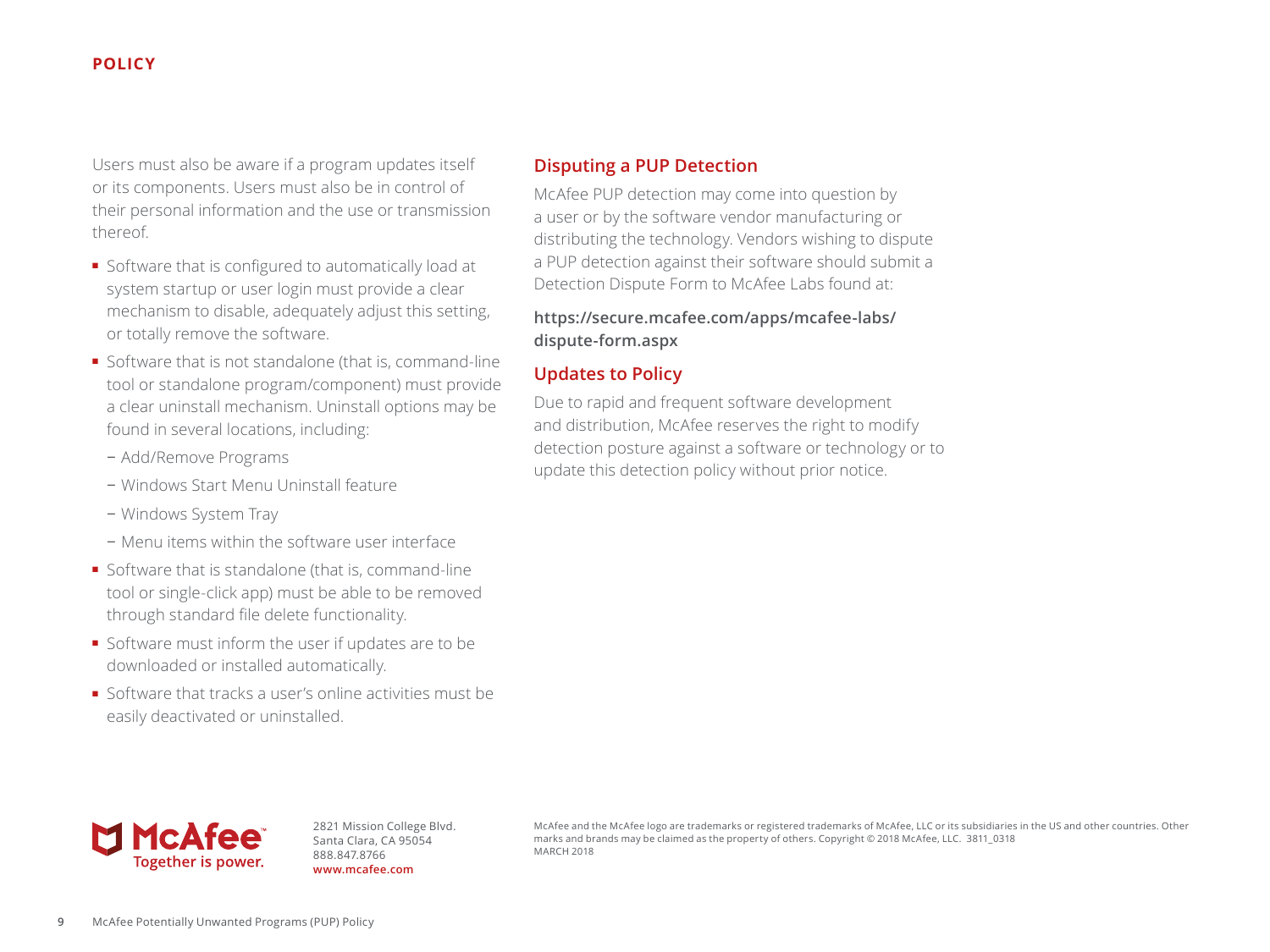Users must also be aware if a program updates itself or its components. Users must also be in control of their personal information and the use or transmission thereof.

- Software that is configured to automatically load at system startup or user login must provide a clear mechanism to disable, adequately adjust this setting, or totally remove the software.
- Software that is not standalone (that is, command-line tool or standalone program/component) must provide a clear uninstall mechanism. Uninstall options may be found in several locations, including:
  - Add/Remove Programs
  - Windows Start Menu Uninstall feature
  - Windows System Tray
  - Menu items within the software user interface
- Software that is standalone (that is, command-line tool or single-click app) must be able to be removed through standard file delete functionality.
- Software must inform the user if updates are to be downloaded or installed automatically.
- Software that tracks a user's online activities must be easily deactivated or uninstalled.

## Disputing a PUP Detection

McAfee PUP detection may come into question by a user or by the software vendor manufacturing or distributing the technology. Vendors wishing to dispute a PUP detection against their software should submit a Detection Dispute Form to McAfee Labs found at:

**https://secure.mcafee.com/apps/mcafee-labs/dispute-form.aspx**

## Updates to Policy

Due to rapid and frequent software development and distribution, McAfee reserves the right to modify detection posture against a software or technology or to update this detection policy without prior notice.

McAfee™
Together is power.

2821 Mission College Blvd.
Santa Clara, CA 95054
888.847.8766
**www.mcafee.com**

McAfee and the McAfee logo are trademarks or registered trademarks of McAfee, LLC or its subsidiaries in the US and other countries. Other marks and brands may be claimed as the property of others. Copyright © 2018 McAfee, LLC. 3811_0318
MARCH 2018